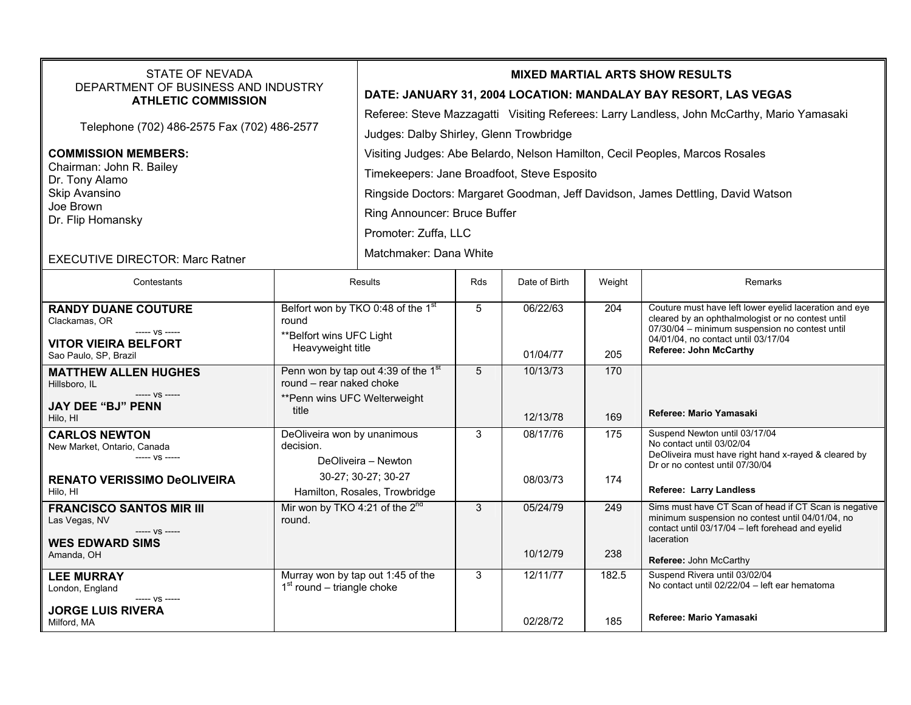STATE OF NEVADA
DEPARTMENT OF BUSINESS AND INDUSTRY
**ATHLETIC COMMISSION**

Telephone (702) 486-2575 Fax (702) 486-2577

**COMMISSION MEMBERS:**
Chairman: John R. Bailey
Dr. Tony Alamo
Skip Avansino
Joe Brown
Dr. Flip Homansky

EXECUTIVE DIRECTOR: Marc Ratner

**MIXED MARTIAL ARTS SHOW RESULTS**

**DATE: JANUARY 31, 2004 LOCATION: MANDALAY BAY RESORT, LAS VEGAS**

Referee: Steve Mazzagatti Visiting Referees: Larry Landless, John McCarthy, Mario Yamasaki

Judges: Dalby Shirley, Glenn Trowbridge

Visiting Judges: Abe Belardo, Nelson Hamilton, Cecil Peoples, Marcos Rosales

Timekeepers: Jane Broadfoot, Steve Esposito

Ringside Doctors: Margaret Goodman, Jeff Davidson, James Dettling, David Watson

Ring Announcer: Bruce Buffer

Promoter: Zuffa, LLC

Matchmaker: Dana White

| Contestants | Results | Rds | Date of Birth | Weight | Remarks |
|---|---|---|---|---|---|
| **RANDY DUANE COUTURE** Clackamas, OR ----- vs ----- **VITOR VIEIRA BELFORT** Sao Paulo, SP, Brazil | Belfort won by TKO 0:48 of the 1st round **Belfort wins UFC Light Heavyweight title | 5 | 06/22/63 01/04/77 | 204 205 | Couture must have left lower eyelid laceration and eye cleared by an ophthalmologist or no contest until 07/30/04 – minimum suspension no contest until 04/01/04, no contact until 03/17/04 **Referee: John McCarthy** |
| **MATTHEW ALLEN HUGHES** Hillsboro, IL ----- vs ----- **JAY DEE "BJ" PENN** Hilo, HI | Penn won by tap out 4:39 of the 1st round – rear naked choke **Penn wins UFC Welterweight title | 5 | 10/13/73 12/13/78 | 170 169 | **Referee: Mario Yamasaki** |
| **CARLOS NEWTON** New Market, Ontario, Canada ----- vs ----- **RENATO VERISSIMO DeOLIVEIRA** Hilo, HI | DeOliveira won by unanimous decision. DeOliveira – Newton 30-27; 30-27; 30-27 Hamilton, Rosales, Trowbridge | 3 | 08/17/76 08/03/73 | 175 174 | Suspend Newton until 03/17/04 No contact until 03/02/04 DeOliveira must have right hand x-rayed & cleared by Dr or no contest until 07/30/04 **Referee: Larry Landless** |
| **FRANCISCO SANTOS MIR III** Las Vegas, NV ----- vs ----- **WES EDWARD SIMS** Amanda, OH | Mir won by TKO 4:21 of the 2nd round. | 3 | 05/24/79 10/12/79 | 249 238 | Sims must have CT Scan of head if CT Scan is negative minimum suspension no contest until 04/01/04, no contact until 03/17/04 – left forehead and eyelid laceration **Referee:** John McCarthy |
| **LEE MURRAY** London, England ----- vs ----- **JORGE LUIS RIVERA** Milford, MA | Murray won by tap out 1:45 of the 1st round – triangle choke | 3 | 12/11/77 02/28/72 | 182.5 185 | Suspend Rivera until 03/02/04 No contact until 02/22/04 – left ear hematoma **Referee: Mario Yamasaki** |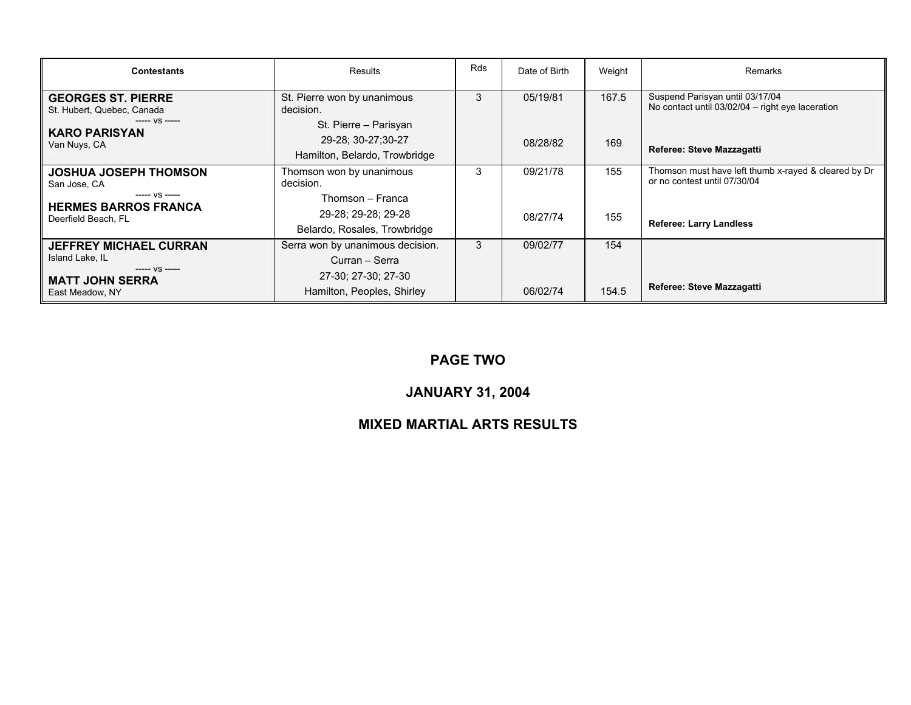| Contestants | Results | Rds | Date of Birth | Weight | Remarks |
|---|---|---|---|---|---|
| **GEORGES ST. PIERRE**<br>St. Hubert, Quebec, Canada<br>----- vs -----<br>**KARO PARISYAN**<br>Van Nuys, CA | St. Pierre won by unanimous decision.<br>St. Pierre – Parisyan<br>29-28; 30-27;30-27<br>Hamilton, Belardo, Trowbridge | 3 | 05/19/81<br><br>08/28/82 | 167.5<br><br>169 | Suspend Parisyan until 03/17/04<br>No contact until 03/02/04 – right eye laceration<br>**Referee: Steve Mazzagatti** |
| **JOSHUA JOSEPH THOMSON**<br>San Jose, CA<br>----- vs -----<br>**HERMES BARROS FRANCA**<br>Deerfield Beach, FL | Thomson won by unanimous decision.<br>Thomson – Franca<br>29-28; 29-28; 29-28<br>Belardo, Rosales, Trowbridge | 3 | 09/21/78<br><br>08/27/74 | 155<br><br>155 | Thomson must have left thumb x-rayed & cleared by Dr or no contest until 07/30/04<br>**Referee: Larry Landless** |
| **JEFFREY MICHAEL CURRAN**<br>Island Lake, IL<br>----- vs -----<br>**MATT JOHN SERRA**<br>East Meadow, NY | Serra won by unanimous decision.<br>Curran – Serra<br>27-30; 27-30; 27-30<br>Hamilton, Peoples, Shirley | 3 | 09/02/77<br><br>06/02/74 | 154<br><br>154.5 | **Referee: Steve Mazzagatti** |

**PAGE TWO**

**JANUARY 31, 2004**

**MIXED MARTIAL ARTS RESULTS**